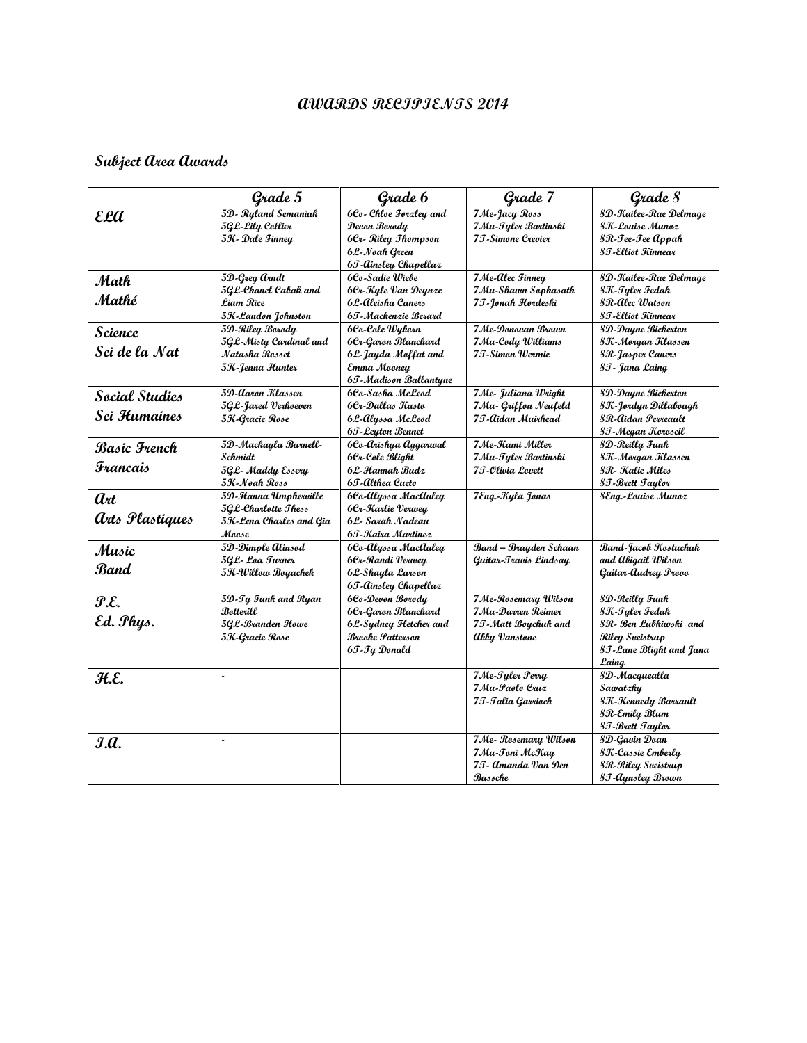# AWARDS RECIPIENTS 2014

## Subject Area Awards

| | Grade 5 | Grade 6 | Grade 7 | Grade 8 |
|---|---|---|---|---|
| ELA | 5D- Ryland Semaniuk<br>5GL-Lily Collier<br>5K- Dale Finney | 6Co- Chloe Forzley and Devon Borody<br>6Cr- Riley Thompson<br>6L-Noah Green<br>6T-Ainsley Chapellaz | 7Me-Jacy Ross<br>7Mu-Tyler Bartinski<br>7T-Simone Crevier | 8D-Kailee-Rae Delmage<br>8K-Louise Munoz<br>8R-Tee-Tee Appah<br>8T-Elliot Kinnear |
| Math<br>Mathé | 5D-Greg Arndt<br>5GL-Chanel Cabak and Liam Rice<br>5K-Landon Johnston | 6Co-Sadie Wiebe<br>6Cr-Kyle Van Deynze<br>6L-Aleisha Caners<br>6T-Mackenzie Berard | 7Me-Alec Finney<br>7Mu-Shawn Sophasath<br>7T-Jonah Hordeski | 8D-Kailee-Rae Delmage<br>8K-Tyler Fedak<br>8R-Alec Watson<br>8T-Elliot Kinnear |
| Science<br>Sci de la Nat | 5D-Riley Borody<br>5GL-Misty Cardinal and Natasha Rosset<br>5K-Jenna Hunter | 6Co-Cole Wyborn<br>6Cr-Garon Blanchard<br>6L-Jayda Moffat and Emma Mooney<br>6T-Madison Ballantyne | 7Me-Donovan Brown<br>7Mu-Cody Williams<br>7T-Simon Wermie | 8D-Dayne Bickerton<br>8K-Morgan Klassen<br>8R-Jasper Caners<br>8T- Jana Laing |
| Social Studies<br>Sci Humaines | 5D-Aaron Klassen<br>5GL-Jared Verhoeven<br>5K-Gracie Rose | 6Co-Sasha McLeod<br>6Cr-Dallas Kasto<br>6L-Alyssa McLeod<br>6T-Leyton Bennet | 7Me- Juliana Wright<br>7Mu- Griffon Neufeld<br>7T-Aidan Muirhead | 8D-Dayne Bickerton<br>8K-Jordyn Dillabough<br>8R-Aidan Perreault<br>8T-Megan Koroscil |
| Basic French<br>Francais | 5D-Mackayla Burnell-Schmidt<br>5GL- Maddy Essery<br>5K-Noah Ross | 6Co-Arishya Aggarwal<br>6Cr-Cole Blight<br>6L-Hannah Budz<br>6T-Althea Cueto | 7Me-Kami Miller<br>7Mu-Tyler Bartinski<br>7T-Olivia Lovett | 8D-Reilly Funk<br>8K-Morgan Klassen<br>8R- Katie Miles<br>8T-Brett Taylor |
| Art<br>Arts Plastiques | 5D-Hanna Umpherville<br>5GL-Charlotte Thess<br>5K-Lena Charles and Gia Moose | 6Co-Alyssa MacAuley<br>6Cr-Karlie Verwey<br>6L- Sarah Nadeau<br>6T-Kaira Martinez | 7Eng.-Kyla Jonas | 8Eng.-Louise Munoz |
| Music<br>Band | 5D-Dimple Alinsod<br>5GL- Loa Turner<br>5K-Willow Boyachek | 6Co-Alyssa MacAuley<br>6Cr-Randi Verwey<br>6L-Shayla Larson<br>6T-Ainsley Chapellaz | Band – Brayden Schaan<br>Guitar-Travis Lindsay | Band-Jacob Kostuchuk and Abigail Wilson<br>Guitar-Audrey Provo |
| P.E.<br>Ed. Phys. | 5D-Ty Funk and Ryan Botterill<br>5GL-Branden Howe<br>5K-Gracie Rose | 6Co-Devon Borody<br>6Cr-Garon Blanchard<br>6L-Sydney Fletcher and Brooke Patterson<br>6T-Ty Donald | 7Me-Rosemary Wilson<br>7Mu-Darren Reimer<br>7T-Matt Boychuk and Abby Vanstone | 8D-Reilly Funk<br>8K-Tyler Fedak<br>8R- Ben Lubkiwski and Riley Sveistrup<br>8T-Lane Blight and Jana Laing |
| H.E. | - | | 7Me-Tyler Perry<br>7Mu-Paolo Cruz<br>7T-Talia Garrioch | 8D-Macquealla Sawatzky<br>8K-Kennedy Barrault<br>8R-Emily Blum<br>8T-Brett Taylor |
| I.A. | - | | 7Me- Rosemary Wilson<br>7Mu-Toni McKay<br>7T- Amanda Van Den Bussche | 8D-Gavin Doan<br>8K-Cassie Emberly<br>8R-Riley Sveistrup<br>8T-Aynsley Brown |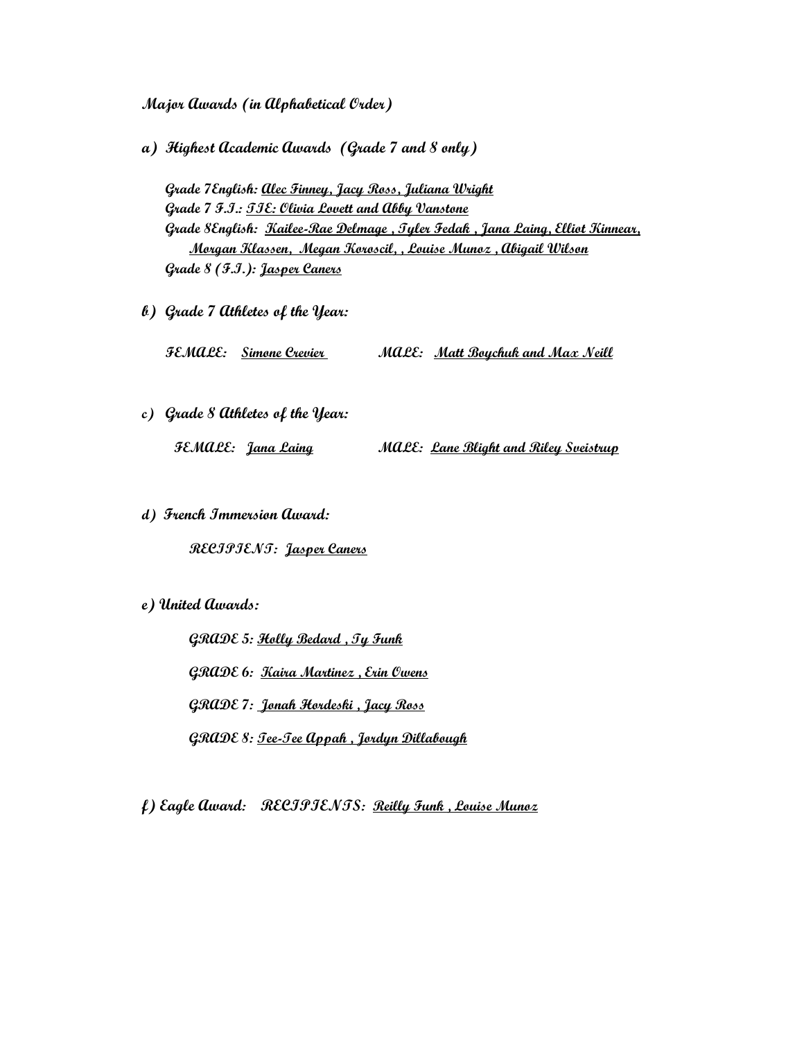**Major Awards (in Alphabetical Order)**

**a) Highest Academic Awards (Grade 7 and 8 only)**

**Grade 7English:** **Alec Finney, Jacy Ross, Juliana Wright**
**Grade 7 F.I.:** **TIE: Olivia Lovett and Abby Vanstone**
**Grade 8English:** **Kailee-Rae Delmage , Tyler Fedak , Jana Laing, Elliot Kinnear, Morgan Klassen, Megan Koroscil, , Louise Munoz , Abigail Wilson**
**Grade 8 (F.I.):** **Jasper Caners**

**b) Grade 7 Athletes of the Year:**

**FEMALE:** **Simone Crevier** **MALE:** **Matt Boychuk and Max Neill**

**c) Grade 8 Athletes of the Year:**

**FEMALE:** **Jana Laing** **MALE:** **Lane Blight and Riley Sveistrup**

**d) French Immersion Award:**

**RECIPIENT:** **Jasper Caners**

**e) United Awards:**

**GRADE 5:** **Holly Bedard , Ty Funk**

**GRADE 6:** **Kaira Martinez , Erin Owens**

**GRADE 7:** **Jonah Hordeski , Jacy Ross**

**GRADE 8:** **Tee-Tee Appah , Jordyn Dillabough**

**f) Eagle Award:** **RECIPIENTS:** **Reilly Funk , Louise Munoz**